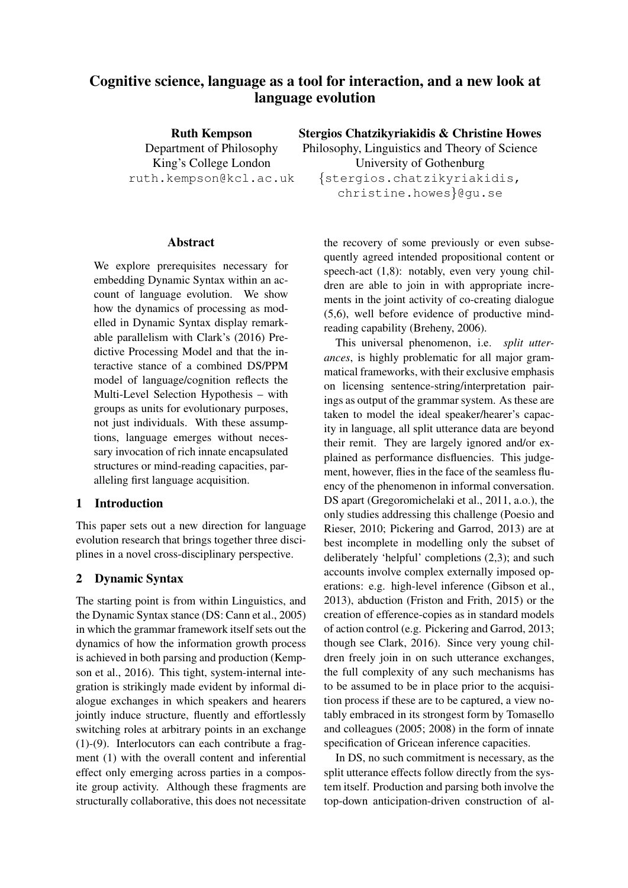# Cognitive science, language as a tool for interaction, and a new look at language evolution

**Ruth Kempson**
Department of Philosophy
King's College London
ruth.kempson@kcl.ac.uk

**Stergios Chatzikyriakidis & Christine Howes**
Philosophy, Linguistics and Theory of Science
University of Gothenburg
{stergios.chatzikyriakidis, christine.howes}@gu.se

## Abstract

We explore prerequisites necessary for embedding Dynamic Syntax within an account of language evolution. We show how the dynamics of processing as modelled in Dynamic Syntax display remarkable parallelism with Clark's (2016) Predictive Processing Model and that the interactive stance of a combined DS/PPM model of language/cognition reflects the Multi-Level Selection Hypothesis – with groups as units for evolutionary purposes, not just individuals. With these assumptions, language emerges without necessary invocation of rich innate encapsulated structures or mind-reading capacities, paralleling first language acquisition.

## 1 Introduction

This paper sets out a new direction for language evolution research that brings together three disciplines in a novel cross-disciplinary perspective.

## 2 Dynamic Syntax

The starting point is from within Linguistics, and the Dynamic Syntax stance (DS: Cann et al., 2005) in which the grammar framework itself sets out the dynamics of how the information growth process is achieved in both parsing and production (Kempson et al., 2016). This tight, system-internal integration is strikingly made evident by informal dialogue exchanges in which speakers and hearers jointly induce structure, fluently and effortlessly switching roles at arbitrary points in an exchange (1)-(9). Interlocutors can each contribute a fragment (1) with the overall content and inferential effect only emerging across parties in a composite group activity. Although these fragments are structurally collaborative, this does not necessitate the recovery of some previously or even subsequently agreed intended propositional content or speech-act (1,8): notably, even very young children are able to join in with appropriate increments in the joint activity of co-creating dialogue (5,6), well before evidence of productive mind-reading capability (Breheny, 2006).

This universal phenomenon, i.e. *split utterances*, is highly problematic for all major grammatical frameworks, with their exclusive emphasis on licensing sentence-string/interpretation pairings as output of the grammar system. As these are taken to model the ideal speaker/hearer's capacity in language, all split utterance data are beyond their remit. They are largely ignored and/or explained as performance disfluencies. This judgement, however, flies in the face of the seamless fluency of the phenomenon in informal conversation. DS apart (Gregoromichelaki et al., 2011, a.o.), the only studies addressing this challenge (Poesio and Rieser, 2010; Pickering and Garrod, 2013) are at best incomplete in modelling only the subset of deliberately 'helpful' completions (2,3); and such accounts involve complex externally imposed operations: e.g. high-level inference (Gibson et al., 2013), abduction (Friston and Frith, 2015) or the creation of efference-copies as in standard models of action control (e.g. Pickering and Garrod, 2013; though see Clark, 2016). Since very young children freely join in on such utterance exchanges, the full complexity of any such mechanisms has to be assumed to be in place prior to the acquisition process if these are to be captured, a view notably embraced in its strongest form by Tomasello and colleagues (2005; 2008) in the form of innate specification of Gricean inference capacities.

In DS, no such commitment is necessary, as the split utterance effects follow directly from the system itself. Production and parsing both involve the top-down anticipation-driven construction of al-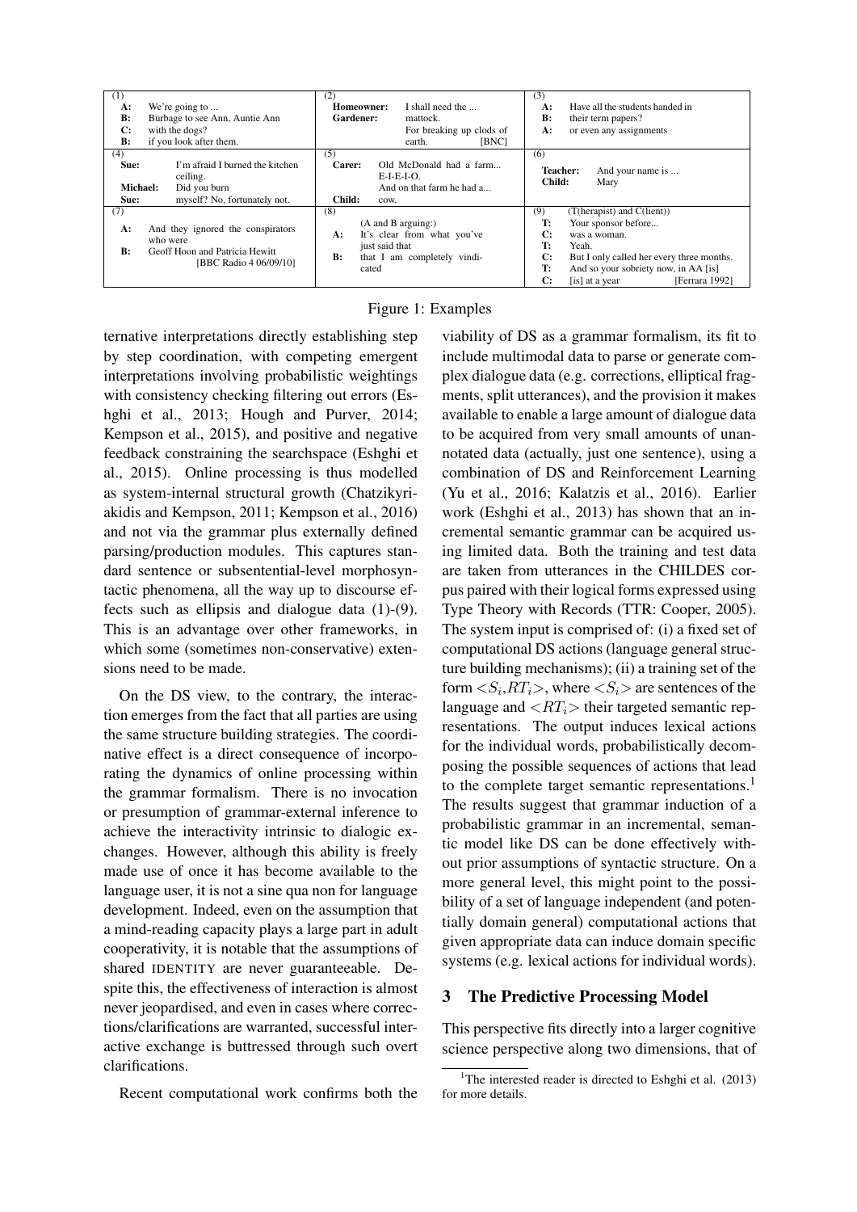| (1) | | (2) | | (3) | |
|---|---|---|---|---|---|
| **A:** | We're going to ... | **Homeowner:** | I shall need the ... | **A:** | Have all the students handed in |
| **B:** | Burbage to see Ann, Auntie Ann | **Gardener:** | mattock. | **B:** | their term papers? |
| **C:** | with the dogs? | | For breaking up clods of earth. [BNC] | **A:** | or even any assignments |
| **B:** | if you look after them. | | | | |
| (4) | | (5) | | (6) | |
| **Sue:** | I'm afraid I burned the kitchen ceiling. | **Carer:** | Old McDonald had a farm... E-I-E-I-O. And on that farm he had a... | **Teacher:** | And your name is ... |
| **Michael:** | Did you burn | | | **Child:** | Mary |
| **Sue:** | myself? No, fortunately not. | **Child:** | cow. | | |
| (7) | | (8) | | (9) | (T(herapist) and C(lient)) |
| **A:** | And they ignored the conspirators who were | | (A and B arguing:) | **T:** | Your sponsor before... |
| **B:** | Geoff Hoon and Patricia Hewitt [BBC Radio 4 06/09/10] | **A:** | It's clear from what you've just said that | **C:** | was a woman. |
| | | **B:** | that I am completely vindicated | **T:** | Yeah. |
| | | | | **C:** | But I only called her every three months. |
| | | | | **T:** | And so your sobriety now, in AA [is] |
| | | | | **C:** | [is] at a year [Ferrara 1992] |

Figure 1: Examples

ternative interpretations directly establishing step by step coordination, with competing emergent interpretations involving probabilistic weightings with consistency checking filtering out errors (Eshghi et al., 2013; Hough and Purver, 2014; Kempson et al., 2015), and positive and negative feedback constraining the searchspace (Eshghi et al., 2015). Online processing is thus modelled as system-internal structural growth (Chatzikyriakidis and Kempson, 2011; Kempson et al., 2016) and not via the grammar plus externally defined parsing/production modules. This captures standard sentence or subsentential-level morphosyntactic phenomena, all the way up to discourse effects such as ellipsis and dialogue data (1)-(9). This is an advantage over other frameworks, in which some (sometimes non-conservative) extensions need to be made.

On the DS view, to the contrary, the interaction emerges from the fact that all parties are using the same structure building strategies. The coordinative effect is a direct consequence of incorporating the dynamics of online processing within the grammar formalism. There is no invocation or presumption of grammar-external inference to achieve the interactivity intrinsic to dialogic exchanges. However, although this ability is freely made use of once it has become available to the language user, it is not a sine qua non for language development. Indeed, even on the assumption that a mind-reading capacity plays a large part in adult cooperativity, it is notable that the assumptions of shared IDENTITY are never guaranteeable. Despite this, the effectiveness of interaction is almost never jeopardised, and even in cases where corrections/clarifications are warranted, successful interactive exchange is buttressed through such overt clarifications.

Recent computational work confirms both the viability of DS as a grammar formalism, its fit to include multimodal data to parse or generate complex dialogue data (e.g. corrections, elliptical fragments, split utterances), and the provision it makes available to enable a large amount of dialogue data to be acquired from very small amounts of unannotated data (actually, just one sentence), using a combination of DS and Reinforcement Learning (Yu et al., 2016; Kalatzis et al., 2016). Earlier work (Eshghi et al., 2013) has shown that an incremental semantic grammar can be acquired using limited data. Both the training and test data are taken from utterances in the CHILDES corpus paired with their logical forms expressed using Type Theory with Records (TTR: Cooper, 2005). The system input is comprised of: (i) a fixed set of computational DS actions (language general structure building mechanisms); (ii) a training set of the form $<S_i, RT_i>$, where $<S_i>$ are sentences of the language and $<RT_i>$ their targeted semantic representations. The output induces lexical actions for the individual words, probabilistically decomposing the possible sequences of actions that lead to the complete target semantic representations.[1] The results suggest that grammar induction of a probabilistic grammar in an incremental, semantic model like DS can be done effectively without prior assumptions of syntactic structure. On a more general level, this might point to the possibility of a set of language independent (and potentially domain general) computational actions that given appropriate data can induce domain specific systems (e.g. lexical actions for individual words).

## 3 The Predictive Processing Model

This perspective fits directly into a larger cognitive science perspective along two dimensions, that of

[1] The interested reader is directed to Eshghi et al. (2013) for more details.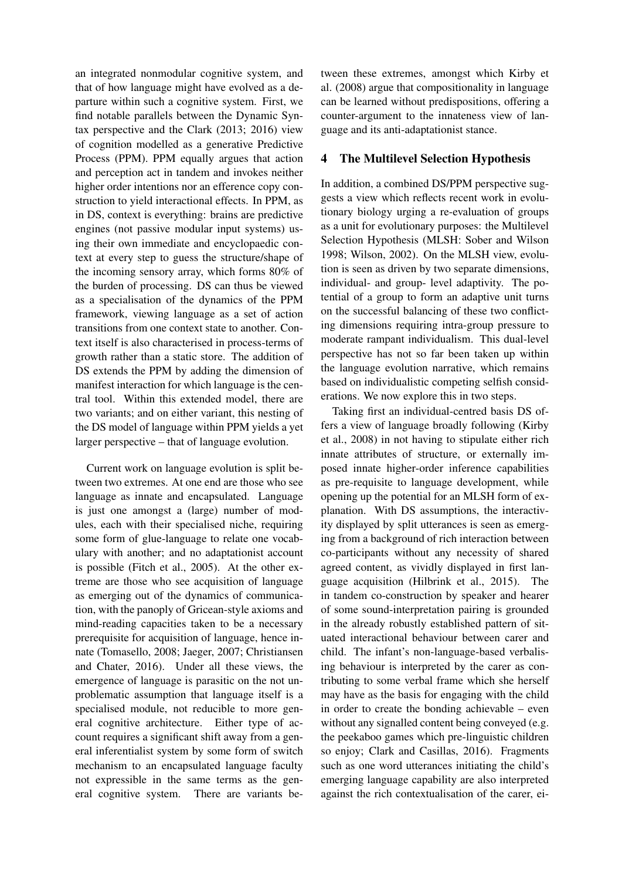an integrated nonmodular cognitive system, and that of how language might have evolved as a departure within such a cognitive system. First, we find notable parallels between the Dynamic Syntax perspective and the Clark (2013; 2016) view of cognition modelled as a generative Predictive Process (PPM). PPM equally argues that action and perception act in tandem and invokes neither higher order intentions nor an efference copy construction to yield interactional effects. In PPM, as in DS, context is everything: brains are predictive engines (not passive modular input systems) using their own immediate and encyclopaedic context at every step to guess the structure/shape of the incoming sensory array, which forms 80% of the burden of processing. DS can thus be viewed as a specialisation of the dynamics of the PPM framework, viewing language as a set of action transitions from one context state to another. Context itself is also characterised in process-terms of growth rather than a static store. The addition of DS extends the PPM by adding the dimension of manifest interaction for which language is the central tool. Within this extended model, there are two variants; and on either variant, this nesting of the DS model of language within PPM yields a yet larger perspective – that of language evolution.

Current work on language evolution is split between two extremes. At one end are those who see language as innate and encapsulated. Language is just one amongst a (large) number of modules, each with their specialised niche, requiring some form of glue-language to relate one vocabulary with another; and no adaptationist account is possible (Fitch et al., 2005). At the other extreme are those who see acquisition of language as emerging out of the dynamics of communication, with the panoply of Gricean-style axioms and mind-reading capacities taken to be a necessary prerequisite for acquisition of language, hence innate (Tomasello, 2008; Jaeger, 2007; Christiansen and Chater, 2016). Under all these views, the emergence of language is parasitic on the not unproblematic assumption that language itself is a specialised module, not reducible to more general cognitive architecture. Either type of account requires a significant shift away from a general inferentialist system by some form of switch mechanism to an encapsulated language faculty not expressible in the same terms as the general cognitive system. There are variants between these extremes, amongst which Kirby et al. (2008) argue that compositionality in language can be learned without predispositions, offering a counter-argument to the innateness view of language and its anti-adaptationist stance.

## 4 The Multilevel Selection Hypothesis

In addition, a combined DS/PPM perspective suggests a view which reflects recent work in evolutionary biology urging a re-evaluation of groups as a unit for evolutionary purposes: the Multilevel Selection Hypothesis (MLSH: Sober and Wilson 1998; Wilson, 2002). On the MLSH view, evolution is seen as driven by two separate dimensions, individual- and group- level adaptivity. The potential of a group to form an adaptive unit turns on the successful balancing of these two conflicting dimensions requiring intra-group pressure to moderate rampant individualism. This dual-level perspective has not so far been taken up within the language evolution narrative, which remains based on individualistic competing selfish considerations. We now explore this in two steps.

Taking first an individual-centred basis DS offers a view of language broadly following (Kirby et al., 2008) in not having to stipulate either rich innate attributes of structure, or externally imposed innate higher-order inference capabilities as pre-requisite to language development, while opening up the potential for an MLSH form of explanation. With DS assumptions, the interactivity displayed by split utterances is seen as emerging from a background of rich interaction between co-participants without any necessity of shared agreed content, as vividly displayed in first language acquisition (Hilbrink et al., 2015). The in tandem co-construction by speaker and hearer of some sound-interpretation pairing is grounded in the already robustly established pattern of situated interactional behaviour between carer and child. The infant's non-language-based verbalising behaviour is interpreted by the carer as contributing to some verbal frame which she herself may have as the basis for engaging with the child in order to create the bonding achievable – even without any signalled content being conveyed (e.g. the peekaboo games which pre-linguistic children so enjoy; Clark and Casillas, 2016). Fragments such as one word utterances initiating the child's emerging language capability are also interpreted against the rich contextualisation of the carer, ei-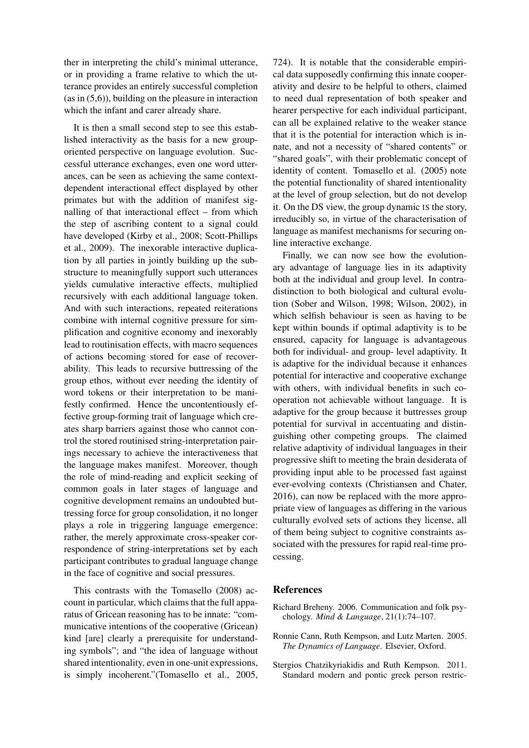ther in interpreting the child's minimal utterance, or in providing a frame relative to which the utterance provides an entirely successful completion (as in (5,6)), building on the pleasure in interaction which the infant and carer already share.

It is then a small second step to see this established interactivity as the basis for a new group-oriented perspective on language evolution. Successful utterance exchanges, even one word utterances, can be seen as achieving the same context-dependent interactional effect displayed by other primates but with the addition of manifest signalling of that interactional effect – from which the step of ascribing content to a signal could have developed (Kirby et al., 2008; Scott-Phillips et al., 2009). The inexorable interactive duplication by all parties in jointly building up the substructure to meaningfully support such utterances yields cumulative interactive effects, multiplied recursively with each additional language token. And with such interactions, repeated reiterations combine with internal cognitive pressure for simplification and cognitive economy and inexorably lead to routinisation effects, with macro sequences of actions becoming stored for ease of recoverability. This leads to recursive buttressing of the group ethos, without ever needing the identity of word tokens or their interpretation to be manifestly confirmed. Hence the uncontentiously effective group-forming trait of language which creates sharp barriers against those who cannot control the stored routinised string-interpretation pairings necessary to achieve the interactiveness that the language makes manifest. Moreover, though the role of mind-reading and explicit seeking of common goals in later stages of language and cognitive development remains an undoubted buttressing force for group consolidation, it no longer plays a role in triggering language emergence: rather, the merely approximate cross-speaker correspondence of string-interpretations set by each participant contributes to gradual language change in the face of cognitive and social pressures.

This contrasts with the Tomasello (2008) account in particular, which claims that the full apparatus of Gricean reasoning has to be innate: "communicative intentions of the cooperative (Gricean) kind [are] clearly a prerequisite for understanding symbols"; and "the idea of language without shared intentionality, even in one-unit expressions, is simply incoherent."(Tomasello et al., 2005, 724). It is notable that the considerable empirical data supposedly confirming this innate cooperativity and desire to be helpful to others, claimed to need dual representation of both speaker and hearer perspective for each individual participant, can all be explained relative to the weaker stance that it is the potential for interaction which is innate, and not a necessity of "shared contents" or "shared goals", with their problematic concept of identity of content. Tomasello et al. (2005) note the potential functionality of shared intentionality at the level of group selection, but do not develop it. On the DS view, the group dynamic IS the story, irreducibly so, in virtue of the characterisation of language as manifest mechanisms for securing on-line interactive exchange.

Finally, we can now see how the evolutionary advantage of language lies in its adaptivity both at the individual and group level. In contradistinction to both biological and cultural evolution (Sober and Wilson, 1998; Wilson, 2002), in which selfish behaviour is seen as having to be kept within bounds if optimal adaptivity is to be ensured, capacity for language is advantageous both for individual- and group- level adaptivity. It is adaptive for the individual because it enhances potential for interactive and cooperative exchange with others, with individual benefits in such co-operation not achievable without language. It is adaptive for the group because it buttresses group potential for survival in accentuating and distinguishing other competing groups. The claimed relative adaptivity of individual languages in their progressive shift to meeting the brain desiderata of providing input able to be processed fast against ever-evolving contexts (Christiansen and Chater, 2016), can now be replaced with the more appropriate view of languages as differing in the various culturally evolved sets of actions they license, all of them being subject to cognitive constraints associated with the pressures for rapid real-time processing.

## References

Richard Breheny. 2006. Communication and folk psychology. *Mind & Language*, 21(1):74–107.

Ronnie Cann, Ruth Kempson, and Lutz Marten. 2005. *The Dynamics of Language*. Elsevier, Oxford.

Stergios Chatzikyriakidis and Ruth Kempson. 2011. Standard modern and pontic greek person restric-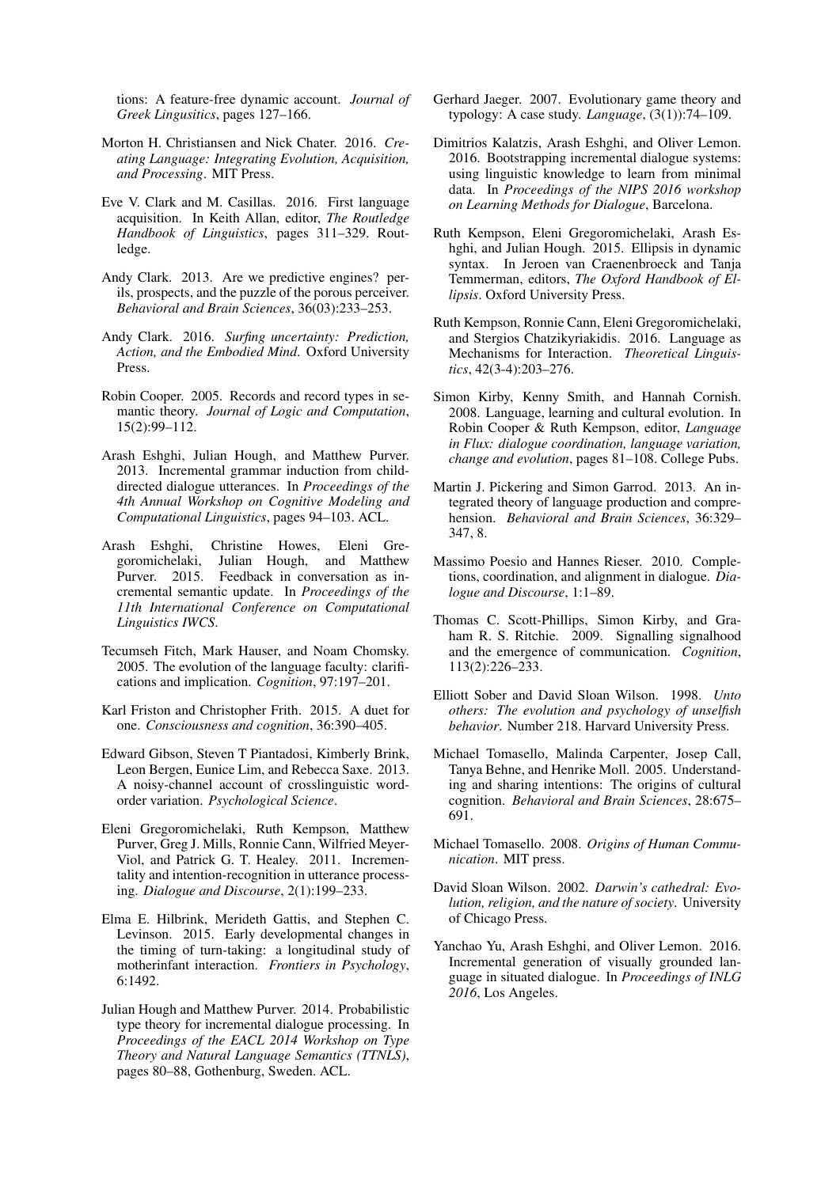tions: A feature-free dynamic account. *Journal of Greek Lingusitics*, pages 127–166.

Morton H. Christiansen and Nick Chater. 2016. *Creating Language: Integrating Evolution, Acquisition, and Processing*. MIT Press.

Eve V. Clark and M. Casillas. 2016. First language acquisition. In Keith Allan, editor, *The Routledge Handbook of Linguistics*, pages 311–329. Routledge.

Andy Clark. 2013. Are we predictive engines? perils, prospects, and the puzzle of the porous perceiver. *Behavioral and Brain Sciences*, 36(03):233–253.

Andy Clark. 2016. *Surfing uncertainty: Prediction, Action, and the Embodied Mind*. Oxford University Press.

Robin Cooper. 2005. Records and record types in semantic theory. *Journal of Logic and Computation*, 15(2):99–112.

Arash Eshghi, Julian Hough, and Matthew Purver. 2013. Incremental grammar induction from child-directed dialogue utterances. In *Proceedings of the 4th Annual Workshop on Cognitive Modeling and Computational Linguistics*, pages 94–103. ACL.

Arash Eshghi, Christine Howes, Eleni Gregoromichelaki, Julian Hough, and Matthew Purver. 2015. Feedback in conversation as incremental semantic update. In *Proceedings of the 11th International Conference on Computational Linguistics IWCS*.

Tecumseh Fitch, Mark Hauser, and Noam Chomsky. 2005. The evolution of the language faculty: clarifications and implication. *Cognition*, 97:197–201.

Karl Friston and Christopher Frith. 2015. A duet for one. *Consciousness and cognition*, 36:390–405.

Edward Gibson, Steven T Piantadosi, Kimberly Brink, Leon Bergen, Eunice Lim, and Rebecca Saxe. 2013. A noisy-channel account of crosslinguistic word-order variation. *Psychological Science*.

Eleni Gregoromichelaki, Ruth Kempson, Matthew Purver, Greg J. Mills, Ronnie Cann, Wilfried Meyer-Viol, and Patrick G. T. Healey. 2011. Incrementality and intention-recognition in utterance processing. *Dialogue and Discourse*, 2(1):199–233.

Elma E. Hilbrink, Merideth Gattis, and Stephen C. Levinson. 2015. Early developmental changes in the timing of turn-taking: a longitudinal study of motherinfant interaction. *Frontiers in Psychology*, 6:1492.

Julian Hough and Matthew Purver. 2014. Probabilistic type theory for incremental dialogue processing. In *Proceedings of the EACL 2014 Workshop on Type Theory and Natural Language Semantics (TTNLS)*, pages 80–88, Gothenburg, Sweden. ACL.

Gerhard Jaeger. 2007. Evolutionary game theory and typology: A case study. *Language*, (3(1)):74–109.

Dimitrios Kalatzis, Arash Eshghi, and Oliver Lemon. 2016. Bootstrapping incremental dialogue systems: using linguistic knowledge to learn from minimal data. In *Proceedings of the NIPS 2016 workshop on Learning Methods for Dialogue*, Barcelona.

Ruth Kempson, Eleni Gregoromichelaki, Arash Eshghi, and Julian Hough. 2015. Ellipsis in dynamic syntax. In Jeroen van Craenenbroeck and Tanja Temmerman, editors, *The Oxford Handbook of Ellipsis*. Oxford University Press.

Ruth Kempson, Ronnie Cann, Eleni Gregoromichelaki, and Stergios Chatzikyriakidis. 2016. Language as Mechanisms for Interaction. *Theoretical Linguistics*, 42(3-4):203–276.

Simon Kirby, Kenny Smith, and Hannah Cornish. 2008. Language, learning and cultural evolution. In Robin Cooper & Ruth Kempson, editor, *Language in Flux: dialogue coordination, language variation, change and evolution*, pages 81–108. College Pubs.

Martin J. Pickering and Simon Garrod. 2013. An integrated theory of language production and comprehension. *Behavioral and Brain Sciences*, 36:329–347, 8.

Massimo Poesio and Hannes Rieser. 2010. Completions, coordination, and alignment in dialogue. *Dialogue and Discourse*, 1:1–89.

Thomas C. Scott-Phillips, Simon Kirby, and Graham R. S. Ritchie. 2009. Signalling signalhood and the emergence of communication. *Cognition*, 113(2):226–233.

Elliott Sober and David Sloan Wilson. 1998. *Unto others: The evolution and psychology of unselfish behavior*. Number 218. Harvard University Press.

Michael Tomasello, Malinda Carpenter, Josep Call, Tanya Behne, and Henrike Moll. 2005. Understanding and sharing intentions: The origins of cultural cognition. *Behavioral and Brain Sciences*, 28:675–691.

Michael Tomasello. 2008. *Origins of Human Communication*. MIT press.

David Sloan Wilson. 2002. *Darwin's cathedral: Evolution, religion, and the nature of society*. University of Chicago Press.

Yanchao Yu, Arash Eshghi, and Oliver Lemon. 2016. Incremental generation of visually grounded language in situated dialogue. In *Proceedings of INLG 2016*, Los Angeles.